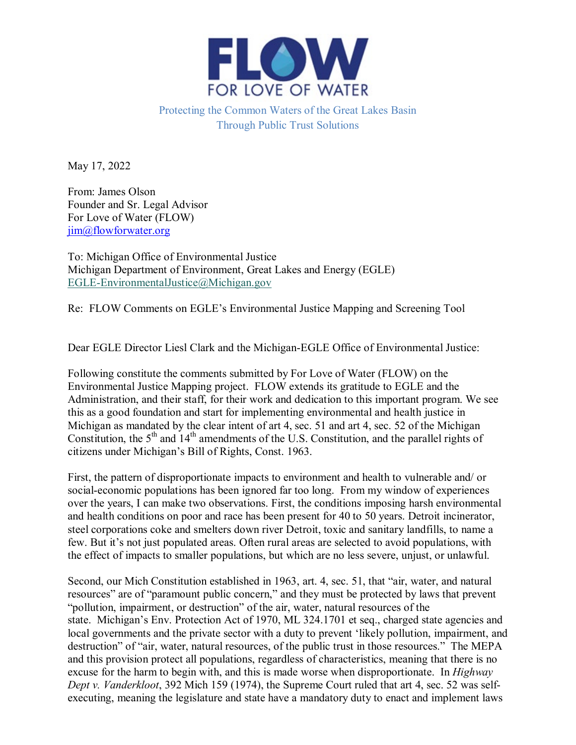# FLOW

FOR LOVE OF WATER

Protecting the Common Waters of the Great Lakes Basin
Through Public Trust Solutions

May 17, 2022

From: James Olson
Founder and Sr. Legal Advisor
For Love of Water (FLOW)
jim@flowforwater.org

To: Michigan Office of Environmental Justice
Michigan Department of Environment, Great Lakes and Energy (EGLE)
EGLE-EnvironmentalJustice@Michigan.gov

Re: FLOW Comments on EGLE's Environmental Justice Mapping and Screening Tool

Dear EGLE Director Liesl Clark and the Michigan-EGLE Office of Environmental Justice:

Following constitute the comments submitted by For Love of Water (FLOW) on the Environmental Justice Mapping project. FLOW extends its gratitude to EGLE and the Administration, and their staff, for their work and dedication to this important program. We see this as a good foundation and start for implementing environmental and health justice in Michigan as mandated by the clear intent of art 4, sec. 51 and art 4, sec. 52 of the Michigan Constitution, the 5th and 14th amendments of the U.S. Constitution, and the parallel rights of citizens under Michigan's Bill of Rights, Const. 1963.

First, the pattern of disproportionate impacts to environment and health to vulnerable and/ or social-economic populations has been ignored far too long. From my window of experiences over the years, I can make two observations. First, the conditions imposing harsh environmental and health conditions on poor and race has been present for 40 to 50 years. Detroit incinerator, steel corporations coke and smelters down river Detroit, toxic and sanitary landfills, to name a few. But it's not just populated areas. Often rural areas are selected to avoid populations, with the effect of impacts to smaller populations, but which are no less severe, unjust, or unlawful.

Second, our Mich Constitution established in 1963, art. 4, sec. 51, that "air, water, and natural resources" are of "paramount public concern," and they must be protected by laws that prevent "pollution, impairment, or destruction" of the air, water, natural resources of the state. Michigan's Env. Protection Act of 1970, ML 324.1701 et seq., charged state agencies and local governments and the private sector with a duty to prevent 'likely pollution, impairment, and destruction" of "air, water, natural resources, of the public trust in those resources." The MEPA and this provision protect all populations, regardless of characteristics, meaning that there is no excuse for the harm to begin with, and this is made worse when disproportionate. In *Highway Dept v. Vanderkloot*, 392 Mich 159 (1974), the Supreme Court ruled that art 4, sec. 52 was self-executing, meaning the legislature and state have a mandatory duty to enact and implement laws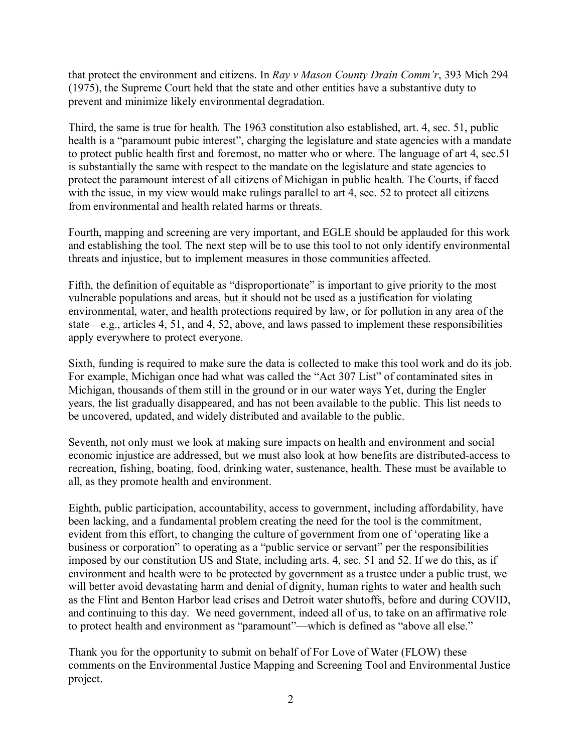that protect the environment and citizens. In *Ray v Mason County Drain Comm'r*, 393 Mich 294 (1975), the Supreme Court held that the state and other entities have a substantive duty to prevent and minimize likely environmental degradation.

Third, the same is true for health. The 1963 constitution also established, art. 4, sec. 51, public health is a "paramount pubic interest", charging the legislature and state agencies with a mandate to protect public health first and foremost, no matter who or where. The language of art 4, sec.51 is substantially the same with respect to the mandate on the legislature and state agencies to protect the paramount interest of all citizens of Michigan in public health. The Courts, if faced with the issue, in my view would make rulings parallel to art 4, sec. 52 to protect all citizens from environmental and health related harms or threats.

Fourth, mapping and screening are very important, and EGLE should be applauded for this work and establishing the tool. The next step will be to use this tool to not only identify environmental threats and injustice, but to implement measures in those communities affected.

Fifth, the definition of equitable as "disproportionate" is important to give priority to the most vulnerable populations and areas, <u>but</u> it should not be used as a justification for violating environmental, water, and health protections required by law, or for pollution in any area of the state—e.g., articles 4, 51, and 4, 52, above, and laws passed to implement these responsibilities apply everywhere to protect everyone.

Sixth, funding is required to make sure the data is collected to make this tool work and do its job. For example, Michigan once had what was called the "Act 307 List" of contaminated sites in Michigan, thousands of them still in the ground or in our water ways Yet, during the Engler years, the list gradually disappeared, and has not been available to the public. This list needs to be uncovered, updated, and widely distributed and available to the public.

Seventh, not only must we look at making sure impacts on health and environment and social economic injustice are addressed, but we must also look at how benefits are distributed-access to recreation, fishing, boating, food, drinking water, sustenance, health. These must be available to all, as they promote health and environment.

Eighth, public participation, accountability, access to government, including affordability, have been lacking, and a fundamental problem creating the need for the tool is the commitment, evident from this effort, to changing the culture of government from one of 'operating like a business or corporation" to operating as a "public service or servant" per the responsibilities imposed by our constitution US and State, including arts. 4, sec. 51 and 52. If we do this, as if environment and health were to be protected by government as a trustee under a public trust, we will better avoid devastating harm and denial of dignity, human rights to water and health such as the Flint and Benton Harbor lead crises and Detroit water shutoffs, before and during COVID, and continuing to this day. We need government, indeed all of us, to take on an affirmative role to protect health and environment as "paramount"—which is defined as "above all else."

Thank you for the opportunity to submit on behalf of For Love of Water (FLOW) these comments on the Environmental Justice Mapping and Screening Tool and Environmental Justice project.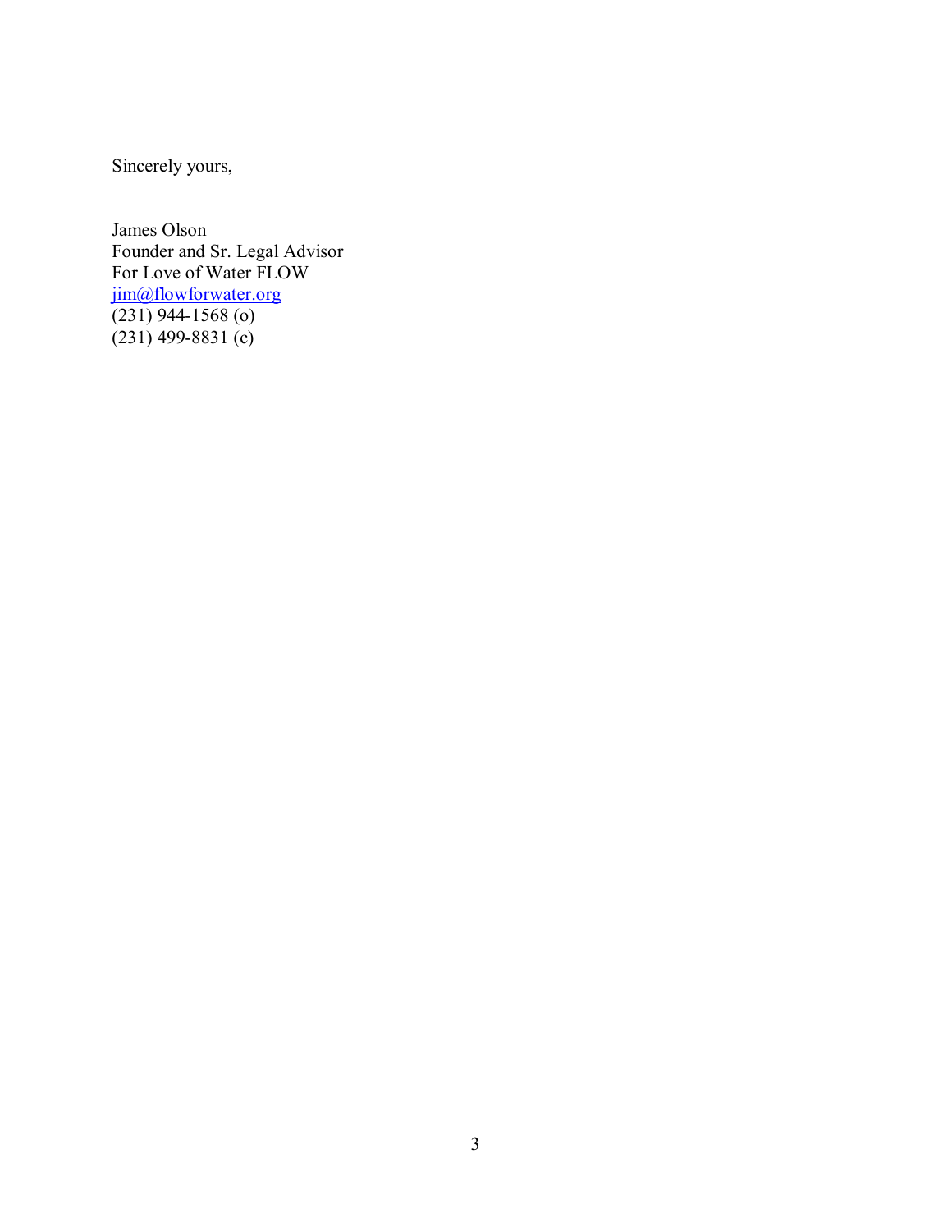Sincerely yours,

James Olson  
Founder and Sr. Legal Advisor  
For Love of Water FLOW  
jim@flowforwater.org  
(231) 944-1568 (o)  
(231) 499-8831 (c)